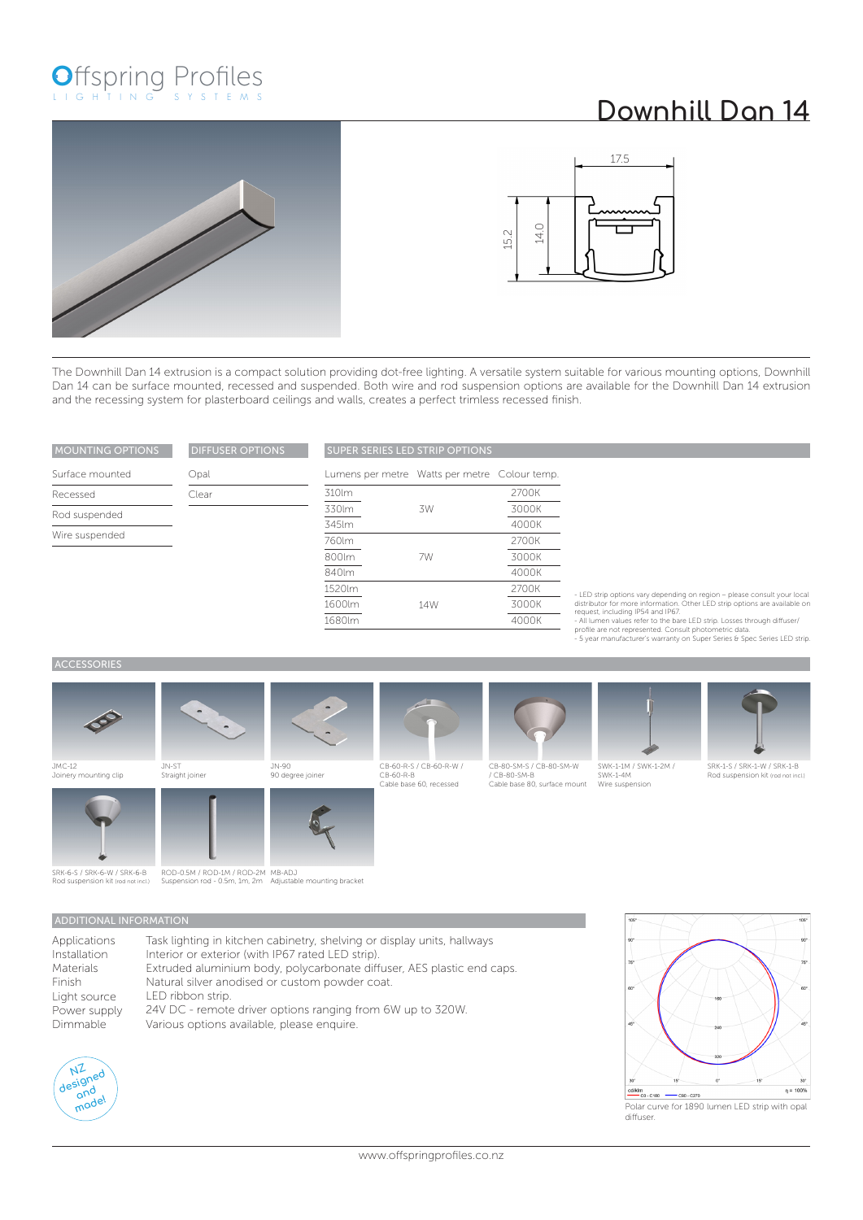# Offspring Profiles

LIGHTING SYSTEMS

# Downhill Dan 14

The Downhill Dan 14 extrusion is a compact solution providing dot-free lighting. A versatile system suitable for various mounting options, Downhill Dan 14 can be surface mounted, recessed and suspended. Both wire and rod suspension options are available for the Downhill Dan 14 extrusion and the recessing system for plasterboard ceilings and walls, creates a perfect trimless recessed finish.

| MOUNTING OPTIONS |
| --- |
| Surface mounted |
| Recessed |
| Rod suspended |
| Wire suspended |

| DIFFUSER OPTIONS |
| --- |
| Opal |
| Clear |

**SUPER SERIES LED STRIP OPTIONS**

| Lumens per metre | Watts per metre | Colour temp. |
| --- | --- | --- |
| 310lm | 3W | 2700K |
| 330lm | 3W | 3000K |
| 345lm | 3W | 4000K |
| 760lm | 7W | 2700K |
| 800lm | 7W | 3000K |
| 840lm | 7W | 4000K |
| 1520lm | 14W | 2700K |
| 1600lm | 14W | 3000K |
| 1680lm | 14W | 4000K |

- LED strip options vary depending on region – please consult your local distributor for more information. Other LED strip options are available on request, including IP54 and IP67.
- All lumen values refer to the bare LED strip. Losses through diffuser/ profile are not represented. Consult photometric data.
- 5 year manufacturer's warranty on Super Series & Spec Series LED strip.

## ACCESSORIES

- JMC-12 – Joinery mounting clip
- JN-ST – Straight joiner
- JN-90 – 90 degree joiner
- CB-60-R-S / CB-60-R-W / CB-60-R-B – Cable base 60, recessed
- CB-80-SM-S / CB-80-SM-W / CB-80-SM-B – Cable base 80, surface mount
- SWK-1-1M / SWK-1-2M / SWK-1-4M – Wire suspension
- SRK-1-S / SRK-1-W / SRK-1-B – Rod suspension kit (rod not incl.)
- SRK-6-S / SRK-6-W / SRK-6-B – Rod suspension kit (rod not incl.)
- ROD-0.5M / ROD-1M / ROD-2M – Suspension rod - 0.5m, 1m, 2m
- MB-ADJ – Adjustable mounting bracket

## ADDITIONAL INFORMATION

| | |
| --- | --- |
| Applications | Task lighting in kitchen cabinetry, shelving or display units, hallways |
| Installation | Interior or exterior (with IP67 rated LED strip). |
| Materials | Extruded aluminium body, polycarbonate diffuser, AES plastic end caps. |
| Finish | Natural silver anodised or custom powder coat. |
| Light source | LED ribbon strip. |
| Power supply | 24V DC - remote driver options ranging from 6W up to 320W. |
| Dimmable | Various options available, please enquire. |

NZ designed and made!

Polar curve for 1890 lumen LED strip with opal diffuser.

www.offspringprofiles.co.nz